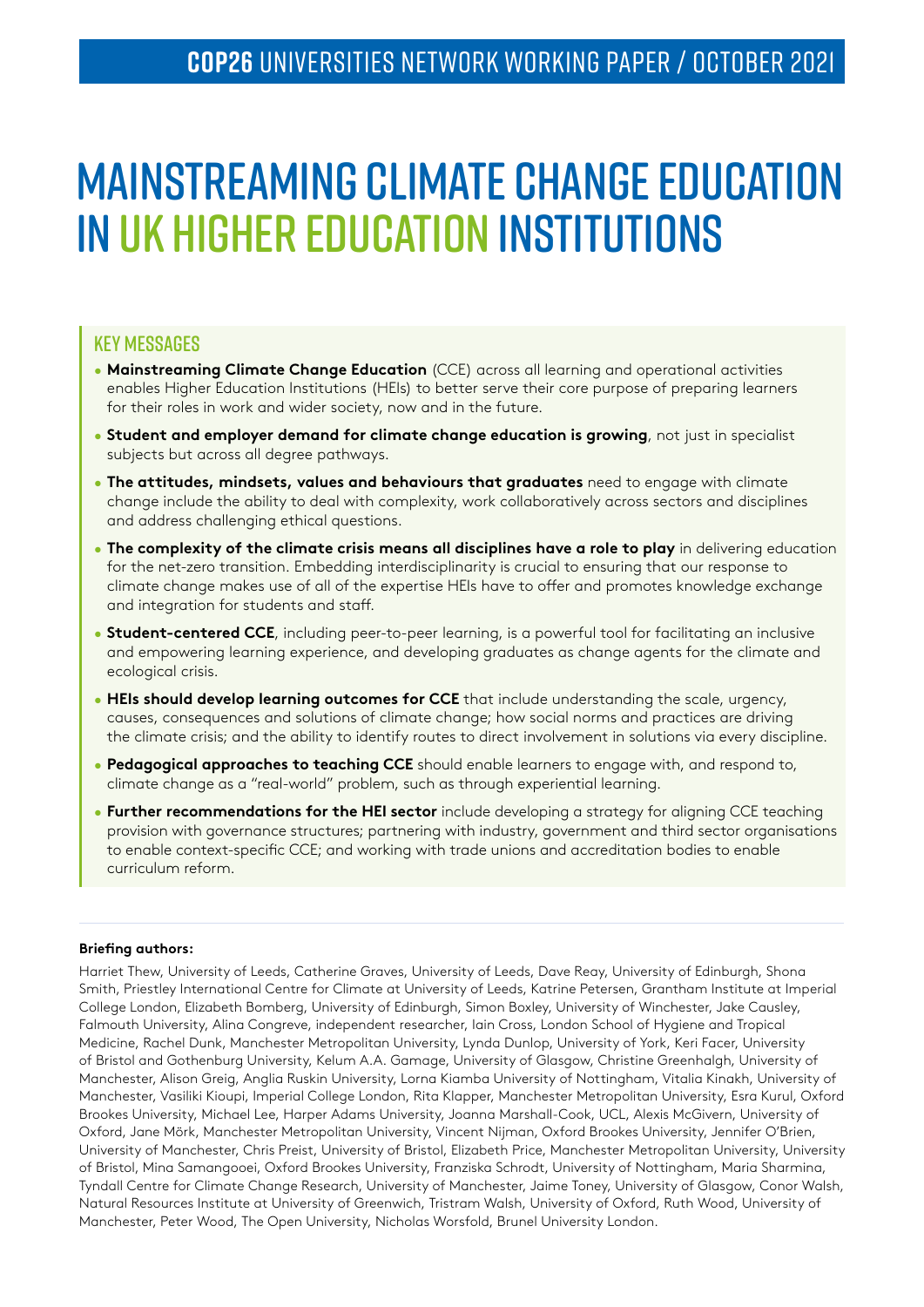**COP26** UNIVERSITIES NETWORK WORKING PAPER / OCTOBER 2021

# MAINSTREAMING CLIMATE CHANGE EDUCATION IN UK HIGHER EDUCATION INSTITUTIONS

## KEY MESSAGES

- **Mainstreaming Climate Change Education** (CCE) across all learning and operational activities enables Higher Education Institutions (HEIs) to better serve their core purpose of preparing learners for their roles in work and wider society, now and in the future.
- **Student and employer demand for climate change education is growing**, not just in specialist subjects but across all degree pathways.
- **The attitudes, mindsets, values and behaviours that graduates** need to engage with climate change include the ability to deal with complexity, work collaboratively across sectors and disciplines and address challenging ethical questions.
- **The complexity of the climate crisis means all disciplines have a role to play** in delivering education for the net-zero transition. Embedding interdisciplinarity is crucial to ensuring that our response to climate change makes use of all of the expertise HEIs have to offer and promotes knowledge exchange and integration for students and staff.
- **Student-centered CCE**, including peer-to-peer learning, is a powerful tool for facilitating an inclusive and empowering learning experience, and developing graduates as change agents for the climate and ecological crisis.
- **HEIs should develop learning outcomes for CCE** that include understanding the scale, urgency, causes, consequences and solutions of climate change; how social norms and practices are driving the climate crisis; and the ability to identify routes to direct involvement in solutions via every discipline.
- **Pedagogical approaches to teaching CCE** should enable learners to engage with, and respond to, climate change as a "real-world" problem, such as through experiential learning.
- **Further recommendations for the HEI sector** include developing a strategy for aligning CCE teaching provision with governance structures; partnering with industry, government and third sector organisations to enable context-specific CCE; and working with trade unions and accreditation bodies to enable curriculum reform.

**Briefing authors:**

Harriet Thew, University of Leeds, Catherine Graves, University of Leeds, Dave Reay, University of Edinburgh, Shona Smith, Priestley International Centre for Climate at University of Leeds, Katrine Petersen, Grantham Institute at Imperial College London, Elizabeth Bomberg, University of Edinburgh, Simon Boxley, University of Winchester, Jake Causley, Falmouth University, Alina Congreve, independent researcher, Iain Cross, London School of Hygiene and Tropical Medicine, Rachel Dunk, Manchester Metropolitan University, Lynda Dunlop, University of York, Keri Facer, University of Bristol and Gothenburg University, Kelum A.A. Gamage, University of Glasgow, Christine Greenhalgh, University of Manchester, Alison Greig, Anglia Ruskin University, Lorna Kiamba University of Nottingham, Vitalia Kinakh, University of Manchester, Vasiliki Kioupi, Imperial College London, Rita Klapper, Manchester Metropolitan University, Esra Kurul, Oxford Brookes University, Michael Lee, Harper Adams University, Joanna Marshall-Cook, UCL, Alexis McGivern, University of Oxford, Jane Mörk, Manchester Metropolitan University, Vincent Nijman, Oxford Brookes University, Jennifer O'Brien, University of Manchester, Chris Preist, University of Bristol, Elizabeth Price, Manchester Metropolitan University, University of Bristol, Mina Samangooei, Oxford Brookes University, Franziska Schrodt, University of Nottingham, Maria Sharmina, Tyndall Centre for Climate Change Research, University of Manchester, Jaime Toney, University of Glasgow, Conor Walsh, Natural Resources Institute at University of Greenwich, Tristram Walsh, University of Oxford, Ruth Wood, University of Manchester, Peter Wood, The Open University, Nicholas Worsfold, Brunel University London.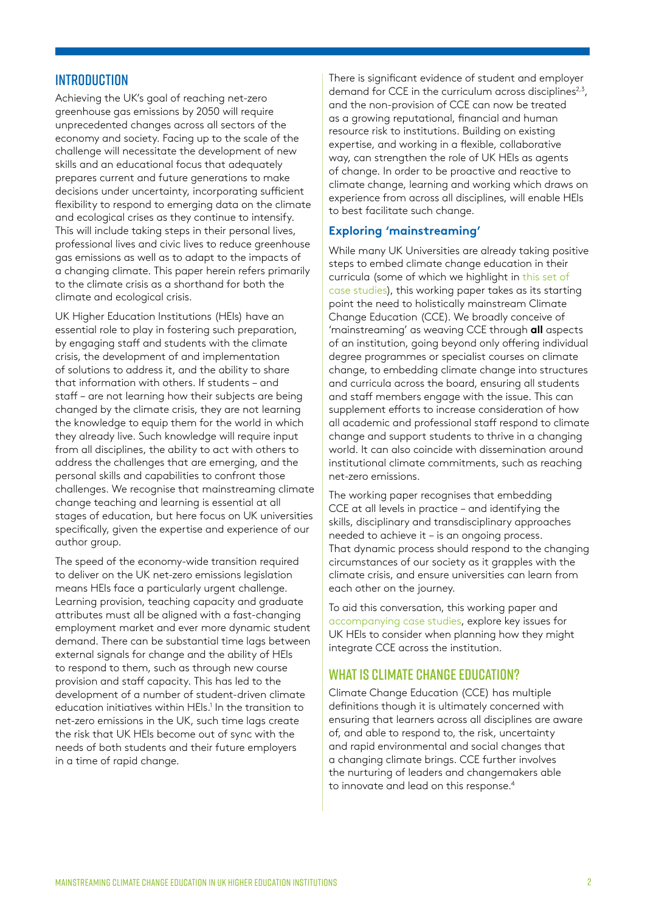## INTRODUCTION

Achieving the UK's goal of reaching net-zero greenhouse gas emissions by 2050 will require unprecedented changes across all sectors of the economy and society. Facing up to the scale of the challenge will necessitate the development of new skills and an educational focus that adequately prepares current and future generations to make decisions under uncertainty, incorporating sufficient flexibility to respond to emerging data on the climate and ecological crises as they continue to intensify. This will include taking steps in their personal lives, professional lives and civic lives to reduce greenhouse gas emissions as well as to adapt to the impacts of a changing climate. This paper herein refers primarily to the climate crisis as a shorthand for both the climate and ecological crisis.

UK Higher Education Institutions (HEIs) have an essential role to play in fostering such preparation, by engaging staff and students with the climate crisis, the development of and implementation of solutions to address it, and the ability to share that information with others. If students – and staff – are not learning how their subjects are being changed by the climate crisis, they are not learning the knowledge to equip them for the world in which they already live. Such knowledge will require input from all disciplines, the ability to act with others to address the challenges that are emerging, and the personal skills and capabilities to confront those challenges. We recognise that mainstreaming climate change teaching and learning is essential at all stages of education, but here focus on UK universities specifically, given the expertise and experience of our author group.

The speed of the economy-wide transition required to deliver on the UK net-zero emissions legislation means HEIs face a particularly urgent challenge. Learning provision, teaching capacity and graduate attributes must all be aligned with a fast-changing employment market and ever more dynamic student demand. There can be substantial time lags between external signals for change and the ability of HEIs to respond to them, such as through new course provision and staff capacity. This has led to the development of a number of student-driven climate education initiatives within HEIs.[1] In the transition to net-zero emissions in the UK, such time lags create the risk that UK HEIs become out of sync with the needs of both students and their future employers in a time of rapid change.

There is significant evidence of student and employer demand for CCE in the curriculum across disciplines[2,3], and the non-provision of CCE can now be treated as a growing reputational, financial and human resource risk to institutions. Building on existing expertise, and working in a flexible, collaborative way, can strengthen the role of UK HEIs as agents of change. In order to be proactive and reactive to climate change, learning and working which draws on experience from across all disciplines, will enable HEIs to best facilitate such change.

### Exploring 'mainstreaming'

While many UK Universities are already taking positive steps to embed climate change education in their curricula (some of which we highlight in this set of case studies), this working paper takes as its starting point the need to holistically mainstream Climate Change Education (CCE). We broadly conceive of 'mainstreaming' as weaving CCE through **all** aspects of an institution, going beyond only offering individual degree programmes or specialist courses on climate change, to embedding climate change into structures and curricula across the board, ensuring all students and staff members engage with the issue. This can supplement efforts to increase consideration of how all academic and professional staff respond to climate change and support students to thrive in a changing world. It can also coincide with dissemination around institutional climate commitments, such as reaching net-zero emissions.

The working paper recognises that embedding CCE at all levels in practice – and identifying the skills, disciplinary and transdisciplinary approaches needed to achieve it – is an ongoing process. That dynamic process should respond to the changing circumstances of our society as it grapples with the climate crisis, and ensure universities can learn from each other on the journey.

To aid this conversation, this working paper and accompanying case studies, explore key issues for UK HEIs to consider when planning how they might integrate CCE across the institution.

## WHAT IS CLIMATE CHANGE EDUCATION?

Climate Change Education (CCE) has multiple definitions though it is ultimately concerned with ensuring that learners across all disciplines are aware of, and able to respond to, the risk, uncertainty and rapid environmental and social changes that a changing climate brings. CCE further involves the nurturing of leaders and changemakers able to innovate and lead on this response.[4]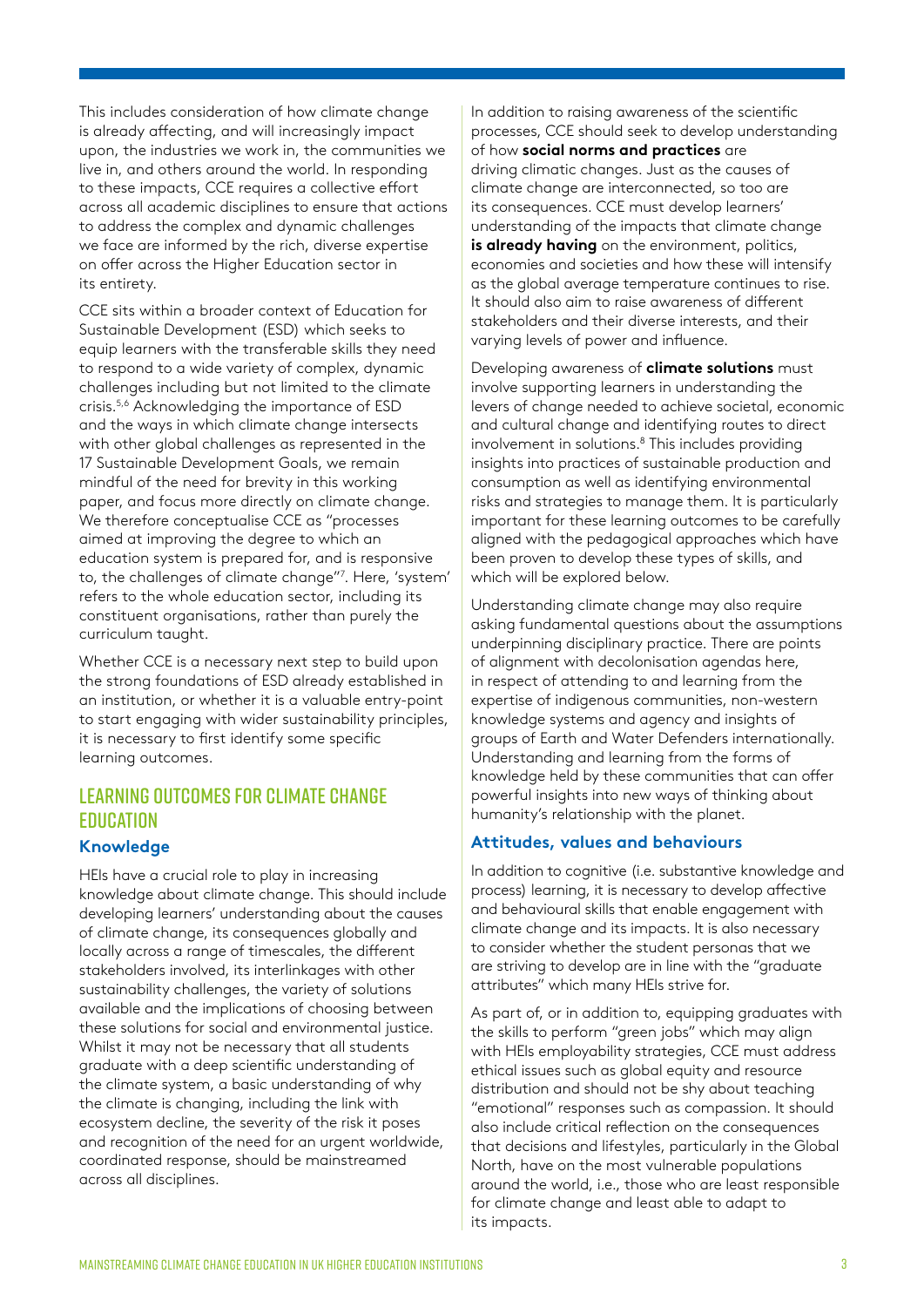This includes consideration of how climate change is already affecting, and will increasingly impact upon, the industries we work in, the communities we live in, and others around the world. In responding to these impacts, CCE requires a collective effort across all academic disciplines to ensure that actions to address the complex and dynamic challenges we face are informed by the rich, diverse expertise on offer across the Higher Education sector in its entirety.

CCE sits within a broader context of Education for Sustainable Development (ESD) which seeks to equip learners with the transferable skills they need to respond to a wide variety of complex, dynamic challenges including but not limited to the climate crisis.[5,6] Acknowledging the importance of ESD and the ways in which climate change intersects with other global challenges as represented in the 17 Sustainable Development Goals, we remain mindful of the need for brevity in this working paper, and focus more directly on climate change. We therefore conceptualise CCE as "processes aimed at improving the degree to which an education system is prepared for, and is responsive to, the challenges of climate change"[7]. Here, 'system' refers to the whole education sector, including its constituent organisations, rather than purely the curriculum taught.

Whether CCE is a necessary next step to build upon the strong foundations of ESD already established in an institution, or whether it is a valuable entry-point to start engaging with wider sustainability principles, it is necessary to first identify some specific learning outcomes.

## LEARNING OUTCOMES FOR CLIMATE CHANGE EDUCATION

### Knowledge

HEIs have a crucial role to play in increasing knowledge about climate change. This should include developing learners' understanding about the causes of climate change, its consequences globally and locally across a range of timescales, the different stakeholders involved, its interlinkages with other sustainability challenges, the variety of solutions available and the implications of choosing between these solutions for social and environmental justice. Whilst it may not be necessary that all students graduate with a deep scientific understanding of the climate system, a basic understanding of why the climate is changing, including the link with ecosystem decline, the severity of the risk it poses and recognition of the need for an urgent worldwide, coordinated response, should be mainstreamed across all disciplines.

In addition to raising awareness of the scientific processes, CCE should seek to develop understanding of how **social norms and practices** are driving climatic changes. Just as the causes of climate change are interconnected, so too are its consequences. CCE must develop learners' understanding of the impacts that climate change **is already having** on the environment, politics, economies and societies and how these will intensify as the global average temperature continues to rise. It should also aim to raise awareness of different stakeholders and their diverse interests, and their varying levels of power and influence.

Developing awareness of **climate solutions** must involve supporting learners in understanding the levers of change needed to achieve societal, economic and cultural change and identifying routes to direct involvement in solutions.[8] This includes providing insights into practices of sustainable production and consumption as well as identifying environmental risks and strategies to manage them. It is particularly important for these learning outcomes to be carefully aligned with the pedagogical approaches which have been proven to develop these types of skills, and which will be explored below.

Understanding climate change may also require asking fundamental questions about the assumptions underpinning disciplinary practice. There are points of alignment with decolonisation agendas here, in respect of attending to and learning from the expertise of indigenous communities, non-western knowledge systems and agency and insights of groups of Earth and Water Defenders internationally. Understanding and learning from the forms of knowledge held by these communities that can offer powerful insights into new ways of thinking about humanity's relationship with the planet.

### Attitudes, values and behaviours

In addition to cognitive (i.e. substantive knowledge and process) learning, it is necessary to develop affective and behavioural skills that enable engagement with climate change and its impacts. It is also necessary to consider whether the student personas that we are striving to develop are in line with the "graduate attributes" which many HEIs strive for.

As part of, or in addition to, equipping graduates with the skills to perform "green jobs" which may align with HEIs employability strategies, CCE must address ethical issues such as global equity and resource distribution and should not be shy about teaching "emotional" responses such as compassion. It should also include critical reflection on the consequences that decisions and lifestyles, particularly in the Global North, have on the most vulnerable populations around the world, i.e., those who are least responsible for climate change and least able to adapt to its impacts.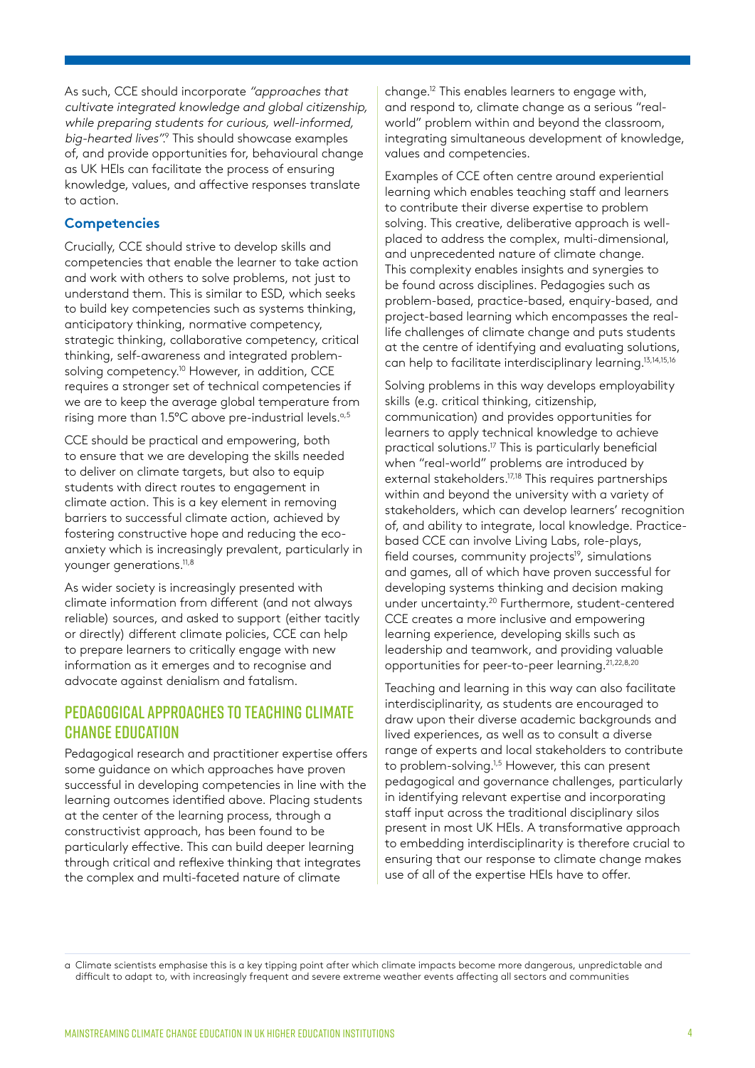As such, CCE should incorporate *"approaches that cultivate integrated knowledge and global citizenship, while preparing students for curious, well-informed, big-hearted lives"*.[9] This should showcase examples of, and provide opportunities for, behavioural change as UK HEIs can facilitate the process of ensuring knowledge, values, and affective responses translate to action.

### Competencies

Crucially, CCE should strive to develop skills and competencies that enable the learner to take action and work with others to solve problems, not just to understand them. This is similar to ESD, which seeks to build key competencies such as systems thinking, anticipatory thinking, normative competency, strategic thinking, collaborative competency, critical thinking, self-awareness and integrated problem-solving competency.[10] However, in addition, CCE requires a stronger set of technical competencies if we are to keep the average global temperature from rising more than 1.5°C above pre-industrial levels.[a,5]

CCE should be practical and empowering, both to ensure that we are developing the skills needed to deliver on climate targets, but also to equip students with direct routes to engagement in climate action. This is a key element in removing barriers to successful climate action, achieved by fostering constructive hope and reducing the eco-anxiety which is increasingly prevalent, particularly in younger generations.[11,8]

As wider society is increasingly presented with climate information from different (and not always reliable) sources, and asked to support (either tacitly or directly) different climate policies, CCE can help to prepare learners to critically engage with new information as it emerges and to recognise and advocate against denialism and fatalism.

## PEDAGOGICAL APPROACHES TO TEACHING CLIMATE CHANGE EDUCATION

Pedagogical research and practitioner expertise offers some guidance on which approaches have proven successful in developing competencies in line with the learning outcomes identified above. Placing students at the center of the learning process, through a constructivist approach, has been found to be particularly effective. This can build deeper learning through critical and reflexive thinking that integrates the complex and multi-faceted nature of climate change.[12] This enables learners to engage with, and respond to, climate change as a serious "real-world" problem within and beyond the classroom, integrating simultaneous development of knowledge, values and competencies.

Examples of CCE often centre around experiential learning which enables teaching staff and learners to contribute their diverse expertise to problem solving. This creative, deliberative approach is well-placed to address the complex, multi-dimensional, and unprecedented nature of climate change. This complexity enables insights and synergies to be found across disciplines. Pedagogies such as problem-based, practice-based, enquiry-based, and project-based learning which encompasses the real-life challenges of climate change and puts students at the centre of identifying and evaluating solutions, can help to facilitate interdisciplinary learning.[13,14,15,16]

Solving problems in this way develops employability skills (e.g. critical thinking, citizenship, communication) and provides opportunities for learners to apply technical knowledge to achieve practical solutions.[17] This is particularly beneficial when "real-world" problems are introduced by external stakeholders.[17,18] This requires partnerships within and beyond the university with a variety of stakeholders, which can develop learners' recognition of, and ability to integrate, local knowledge. Practice-based CCE can involve Living Labs, role-plays, field courses, community projects[19], simulations and games, all of which have proven successful for developing systems thinking and decision making under uncertainty.[20] Furthermore, student-centered CCE creates a more inclusive and empowering learning experience, developing skills such as leadership and teamwork, and providing valuable opportunities for peer-to-peer learning.[21,22,8,20]

Teaching and learning in this way can also facilitate interdisciplinarity, as students are encouraged to draw upon their diverse academic backgrounds and lived experiences, as well as to consult a diverse range of experts and local stakeholders to contribute to problem-solving.[1,5] However, this can present pedagogical and governance challenges, particularly in identifying relevant expertise and incorporating staff input across the traditional disciplinary silos present in most UK HEIs. A transformative approach to embedding interdisciplinarity is therefore crucial to ensuring that our response to climate change makes use of all of the expertise HEIs have to offer.

---

a Climate scientists emphasise this is a key tipping point after which climate impacts become more dangerous, unpredictable and difficult to adapt to, with increasingly frequent and severe extreme weather events affecting all sectors and communities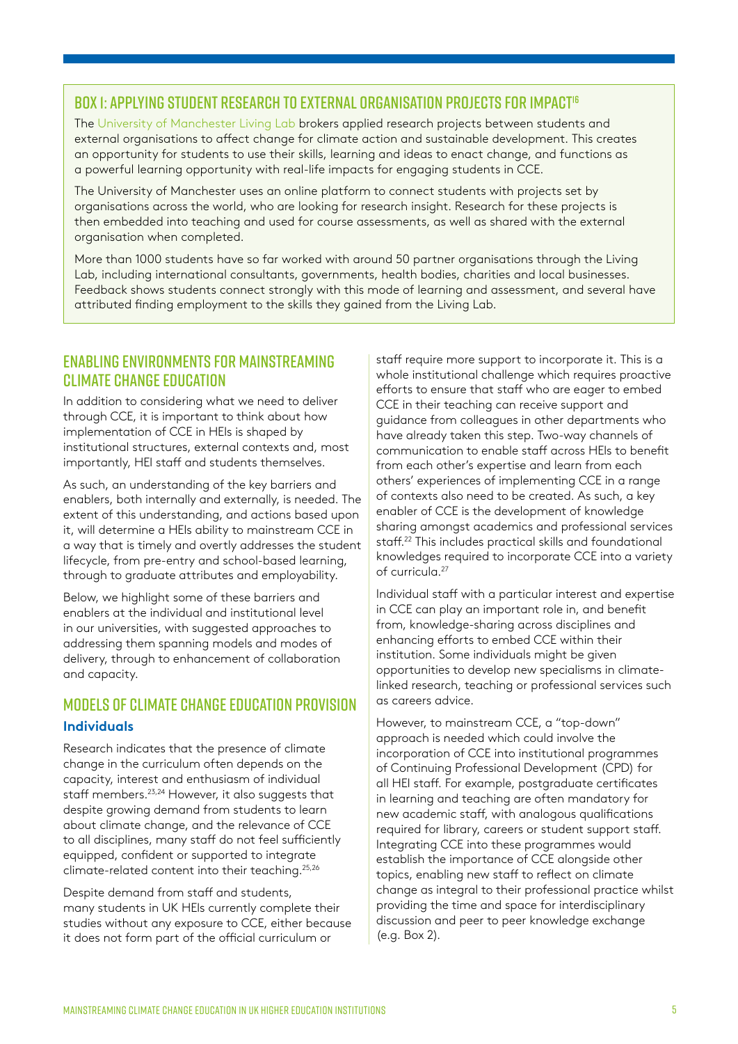## BOX 1: APPLYING STUDENT RESEARCH TO EXTERNAL ORGANISATION PROJECTS FOR IMPACT[16]

The University of Manchester Living Lab brokers applied research projects between students and external organisations to affect change for climate action and sustainable development. This creates an opportunity for students to use their skills, learning and ideas to enact change, and functions as a powerful learning opportunity with real-life impacts for engaging students in CCE.

The University of Manchester uses an online platform to connect students with projects set by organisations across the world, who are looking for research insight. Research for these projects is then embedded into teaching and used for course assessments, as well as shared with the external organisation when completed.

More than 1000 students have so far worked with around 50 partner organisations through the Living Lab, including international consultants, governments, health bodies, charities and local businesses. Feedback shows students connect strongly with this mode of learning and assessment, and several have attributed finding employment to the skills they gained from the Living Lab.

## ENABLING ENVIRONMENTS FOR MAINSTREAMING CLIMATE CHANGE EDUCATION

In addition to considering what we need to deliver through CCE, it is important to think about how implementation of CCE in HEIs is shaped by institutional structures, external contexts and, most importantly, HEI staff and students themselves.

As such, an understanding of the key barriers and enablers, both internally and externally, is needed. The extent of this understanding, and actions based upon it, will determine a HEIs ability to mainstream CCE in a way that is timely and overtly addresses the student lifecycle, from pre-entry and school-based learning, through to graduate attributes and employability.

Below, we highlight some of these barriers and enablers at the individual and institutional level in our universities, with suggested approaches to addressing them spanning models and modes of delivery, through to enhancement of collaboration and capacity.

## MODELS OF CLIMATE CHANGE EDUCATION PROVISION

### Individuals

Research indicates that the presence of climate change in the curriculum often depends on the capacity, interest and enthusiasm of individual staff members.[23,24] However, it also suggests that despite growing demand from students to learn about climate change, and the relevance of CCE to all disciplines, many staff do not feel sufficiently equipped, confident or supported to integrate climate-related content into their teaching.[25,26]

Despite demand from staff and students, many students in UK HEIs currently complete their studies without any exposure to CCE, either because it does not form part of the official curriculum or staff require more support to incorporate it. This is a whole institutional challenge which requires proactive efforts to ensure that staff who are eager to embed CCE in their teaching can receive support and guidance from colleagues in other departments who have already taken this step. Two-way channels of communication to enable staff across HEIs to benefit from each other's expertise and learn from each others' experiences of implementing CCE in a range of contexts also need to be created. As such, a key enabler of CCE is the development of knowledge sharing amongst academics and professional services staff.[22] This includes practical skills and foundational knowledges required to incorporate CCE into a variety of curricula.[27]

Individual staff with a particular interest and expertise in CCE can play an important role in, and benefit from, knowledge-sharing across disciplines and enhancing efforts to embed CCE within their institution. Some individuals might be given opportunities to develop new specialisms in climate-linked research, teaching or professional services such as careers advice.

However, to mainstream CCE, a "top-down" approach is needed which could involve the incorporation of CCE into institutional programmes of Continuing Professional Development (CPD) for all HEI staff. For example, postgraduate certificates in learning and teaching are often mandatory for new academic staff, with analogous qualifications required for library, careers or student support staff. Integrating CCE into these programmes would establish the importance of CCE alongside other topics, enabling new staff to reflect on climate change as integral to their professional practice whilst providing the time and space for interdisciplinary discussion and peer to peer knowledge exchange (e.g. Box 2).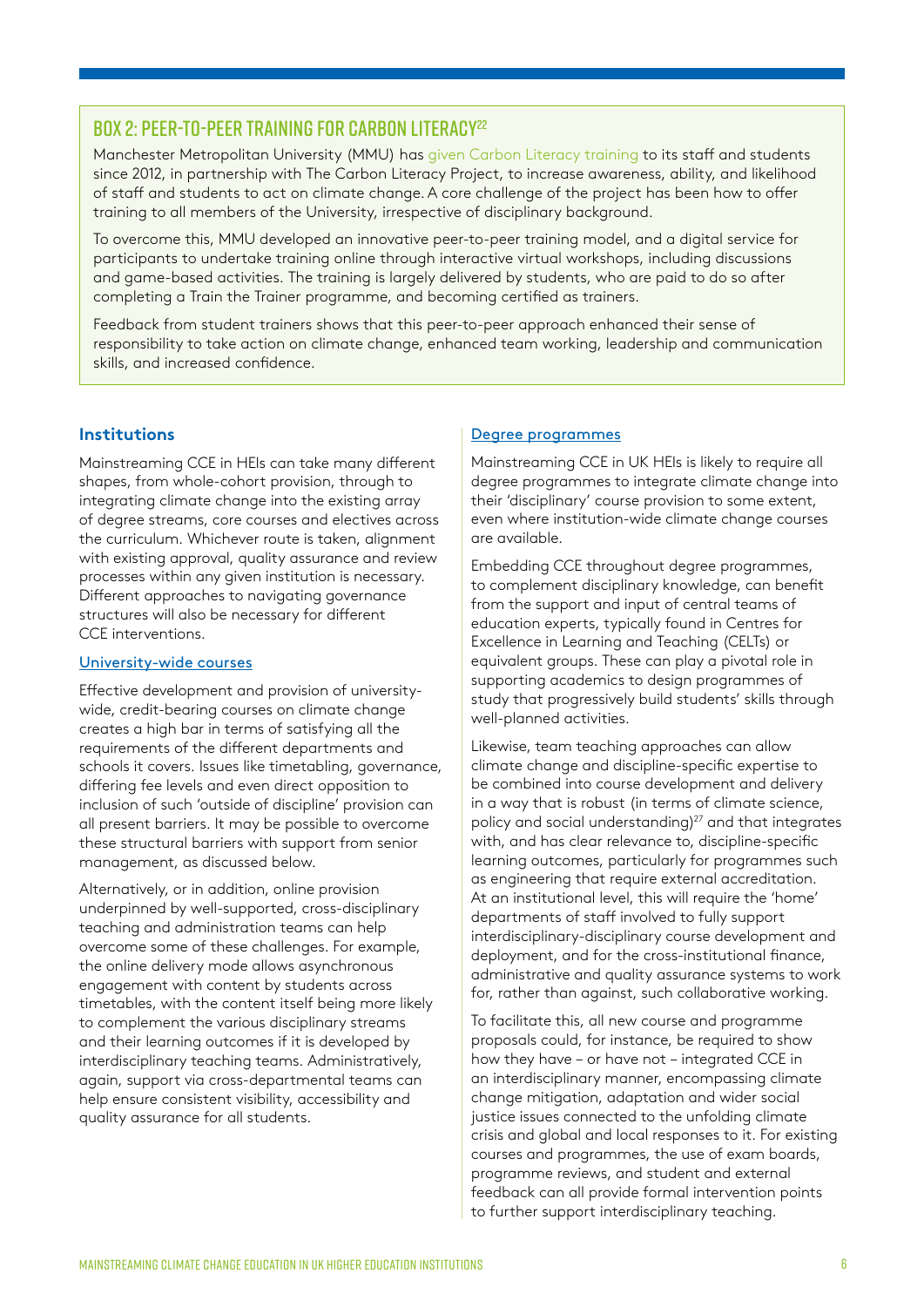## BOX 2: PEER-TO-PEER TRAINING FOR CARBON LITERACY[22]

Manchester Metropolitan University (MMU) has given Carbon Literacy training to its staff and students since 2012, in partnership with The Carbon Literacy Project, to increase awareness, ability, and likelihood of staff and students to act on climate change. A core challenge of the project has been how to offer training to all members of the University, irrespective of disciplinary background.

To overcome this, MMU developed an innovative peer-to-peer training model, and a digital service for participants to undertake training online through interactive virtual workshops, including discussions and game-based activities. The training is largely delivered by students, who are paid to do so after completing a Train the Trainer programme, and becoming certified as trainers.

Feedback from student trainers shows that this peer-to-peer approach enhanced their sense of responsibility to take action on climate change, enhanced team working, leadership and communication skills, and increased confidence.

### Institutions

Mainstreaming CCE in HEIs can take many different shapes, from whole-cohort provision, through to integrating climate change into the existing array of degree streams, core courses and electives across the curriculum. Whichever route is taken, alignment with existing approval, quality assurance and review processes within any given institution is necessary. Different approaches to navigating governance structures will also be necessary for different CCE interventions.

#### University-wide courses

Effective development and provision of university-wide, credit-bearing courses on climate change creates a high bar in terms of satisfying all the requirements of the different departments and schools it covers. Issues like timetabling, governance, differing fee levels and even direct opposition to inclusion of such 'outside of discipline' provision can all present barriers. It may be possible to overcome these structural barriers with support from senior management, as discussed below.

Alternatively, or in addition, online provision underpinned by well-supported, cross-disciplinary teaching and administration teams can help overcome some of these challenges. For example, the online delivery mode allows asynchronous engagement with content by students across timetables, with the content itself being more likely to complement the various disciplinary streams and their learning outcomes if it is developed by interdisciplinary teaching teams. Administratively, again, support via cross-departmental teams can help ensure consistent visibility, accessibility and quality assurance for all students.

#### Degree programmes

Mainstreaming CCE in UK HEIs is likely to require all degree programmes to integrate climate change into their 'disciplinary' course provision to some extent, even where institution-wide climate change courses are available.

Embedding CCE throughout degree programmes, to complement disciplinary knowledge, can benefit from the support and input of central teams of education experts, typically found in Centres for Excellence in Learning and Teaching (CELTs) or equivalent groups. These can play a pivotal role in supporting academics to design programmes of study that progressively build students' skills through well-planned activities.

Likewise, team teaching approaches can allow climate change and discipline-specific expertise to be combined into course development and delivery in a way that is robust (in terms of climate science, policy and social understanding)[27] and that integrates with, and has clear relevance to, discipline-specific learning outcomes, particularly for programmes such as engineering that require external accreditation. At an institutional level, this will require the 'home' departments of staff involved to fully support interdisciplinary-disciplinary course development and deployment, and for the cross-institutional finance, administrative and quality assurance systems to work for, rather than against, such collaborative working.

To facilitate this, all new course and programme proposals could, for instance, be required to show how they have – or have not – integrated CCE in an interdisciplinary manner, encompassing climate change mitigation, adaptation and wider social justice issues connected to the unfolding climate crisis and global and local responses to it. For existing courses and programmes, the use of exam boards, programme reviews, and student and external feedback can all provide formal intervention points to further support interdisciplinary teaching.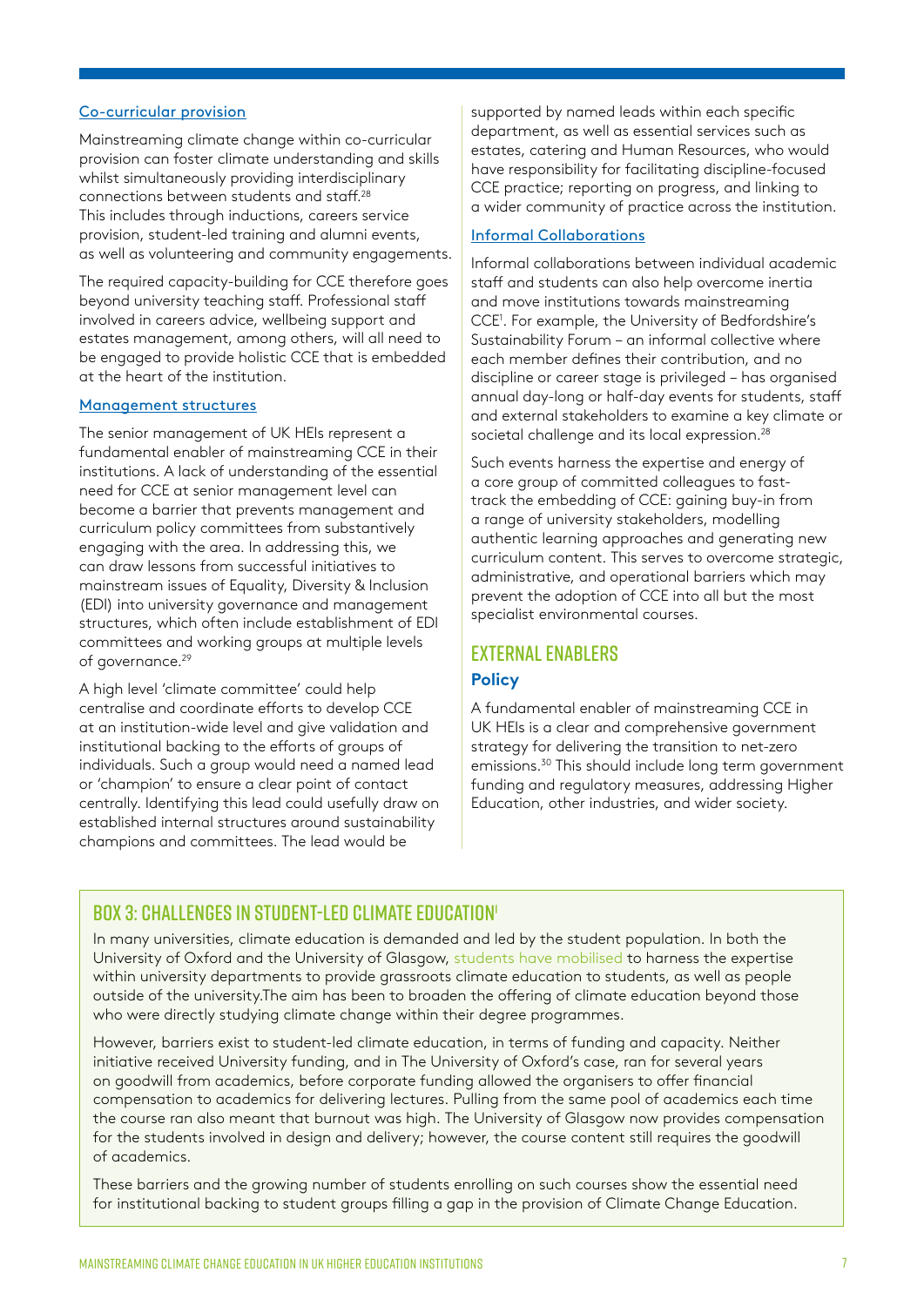### Co-curricular provision

Mainstreaming climate change within co-curricular provision can foster climate understanding and skills whilst simultaneously providing interdisciplinary connections between students and staff.[28] This includes through inductions, careers service provision, student-led training and alumni events, as well as volunteering and community engagements.

The required capacity-building for CCE therefore goes beyond university teaching staff. Professional staff involved in careers advice, wellbeing support and estates management, among others, will all need to be engaged to provide holistic CCE that is embedded at the heart of the institution.

### Management structures

The senior management of UK HEIs represent a fundamental enabler of mainstreaming CCE in their institutions. A lack of understanding of the essential need for CCE at senior management level can become a barrier that prevents management and curriculum policy committees from substantively engaging with the area. In addressing this, we can draw lessons from successful initiatives to mainstream issues of Equality, Diversity & Inclusion (EDI) into university governance and management structures, which often include establishment of EDI committees and working groups at multiple levels of governance.[29]

A high level 'climate committee' could help centralise and coordinate efforts to develop CCE at an institution-wide level and give validation and institutional backing to the efforts of groups of individuals. Such a group would need a named lead or 'champion' to ensure a clear point of contact centrally. Identifying this lead could usefully draw on established internal structures around sustainability champions and committees. The lead would be supported by named leads within each specific department, as well as essential services such as estates, catering and Human Resources, who would have responsibility for facilitating discipline-focused CCE practice; reporting on progress, and linking to a wider community of practice across the institution.

### Informal Collaborations

Informal collaborations between individual academic staff and students can also help overcome inertia and move institutions towards mainstreaming CCE[I]. For example, the University of Bedfordshire's Sustainability Forum – an informal collective where each member defines their contribution, and no discipline or career stage is privileged – has organised annual day-long or half-day events for students, staff and external stakeholders to examine a key climate or societal challenge and its local expression.[28]

Such events harness the expertise and energy of a core group of committed colleagues to fast-track the embedding of CCE: gaining buy-in from a range of university stakeholders, modelling authentic learning approaches and generating new curriculum content. This serves to overcome strategic, administrative, and operational barriers which may prevent the adoption of CCE into all but the most specialist environmental courses.

## EXTERNAL ENABLERS

### Policy

A fundamental enabler of mainstreaming CCE in UK HEIs is a clear and comprehensive government strategy for delivering the transition to net-zero emissions.[30] This should include long term government funding and regulatory measures, addressing Higher Education, other industries, and wider society.

## BOX 3: CHALLENGES IN STUDENT-LED CLIMATE EDUCATION[I]

In many universities, climate education is demanded and led by the student population. In both the University of Oxford and the University of Glasgow, students have mobilised to harness the expertise within university departments to provide grassroots climate education to students, as well as people outside of the university.The aim has been to broaden the offering of climate education beyond those who were directly studying climate change within their degree programmes.

However, barriers exist to student-led climate education, in terms of funding and capacity. Neither initiative received University funding, and in The University of Oxford's case, ran for several years on goodwill from academics, before corporate funding allowed the organisers to offer financial compensation to academics for delivering lectures. Pulling from the same pool of academics each time the course ran also meant that burnout was high. The University of Glasgow now provides compensation for the students involved in design and delivery; however, the course content still requires the goodwill of academics.

These barriers and the growing number of students enrolling on such courses show the essential need for institutional backing to student groups filling a gap in the provision of Climate Change Education.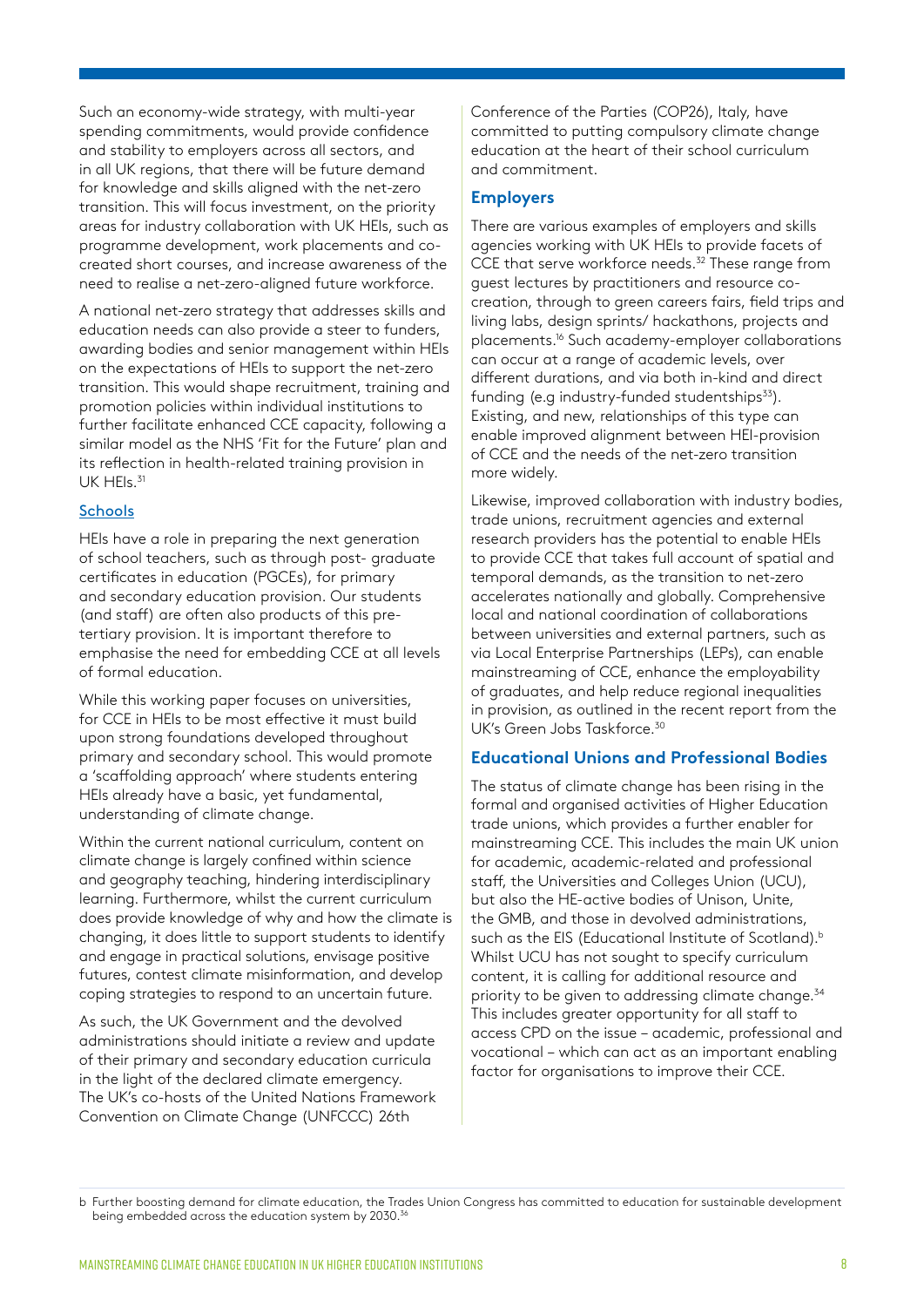Such an economy-wide strategy, with multi-year spending commitments, would provide confidence and stability to employers across all sectors, and in all UK regions, that there will be future demand for knowledge and skills aligned with the net-zero transition. This will focus investment, on the priority areas for industry collaboration with UK HEIs, such as programme development, work placements and co-created short courses, and increase awareness of the need to realise a net-zero-aligned future workforce.

A national net-zero strategy that addresses skills and education needs can also provide a steer to funders, awarding bodies and senior management within HEIs on the expectations of HEIs to support the net-zero transition. This would shape recruitment, training and promotion policies within individual institutions to further facilitate enhanced CCE capacity, following a similar model as the NHS 'Fit for the Future' plan and its reflection in health-related training provision in UK HEIs.[31]

### Schools

HEIs have a role in preparing the next generation of school teachers, such as through post- graduate certificates in education (PGCEs), for primary and secondary education provision. Our students (and staff) are often also products of this pre-tertiary provision. It is important therefore to emphasise the need for embedding CCE at all levels of formal education.

While this working paper focuses on universities, for CCE in HEIs to be most effective it must build upon strong foundations developed throughout primary and secondary school. This would promote a 'scaffolding approach' where students entering HEIs already have a basic, yet fundamental, understanding of climate change.

Within the current national curriculum, content on climate change is largely confined within science and geography teaching, hindering interdisciplinary learning. Furthermore, whilst the current curriculum does provide knowledge of why and how the climate is changing, it does little to support students to identify and engage in practical solutions, envisage positive futures, contest climate misinformation, and develop coping strategies to respond to an uncertain future.

As such, the UK Government and the devolved administrations should initiate a review and update of their primary and secondary education curricula in the light of the declared climate emergency. The UK's co-hosts of the United Nations Framework Convention on Climate Change (UNFCCC) 26th Conference of the Parties (COP26), Italy, have committed to putting compulsory climate change education at the heart of their school curriculum and commitment.

### Employers

There are various examples of employers and skills agencies working with UK HEIs to provide facets of CCE that serve workforce needs.[32] These range from guest lectures by practitioners and resource co-creation, through to green careers fairs, field trips and living labs, design sprints/ hackathons, projects and placements.[16] Such academy-employer collaborations can occur at a range of academic levels, over different durations, and via both in-kind and direct funding (e.g industry-funded studentships[33]). Existing, and new, relationships of this type can enable improved alignment between HEI-provision of CCE and the needs of the net-zero transition more widely.

Likewise, improved collaboration with industry bodies, trade unions, recruitment agencies and external research providers has the potential to enable HEIs to provide CCE that takes full account of spatial and temporal demands, as the transition to net-zero accelerates nationally and globally. Comprehensive local and national coordination of collaborations between universities and external partners, such as via Local Enterprise Partnerships (LEPs), can enable mainstreaming of CCE, enhance the employability of graduates, and help reduce regional inequalities in provision, as outlined in the recent report from the UK's Green Jobs Taskforce.[30]

### Educational Unions and Professional Bodies

The status of climate change has been rising in the formal and organised activities of Higher Education trade unions, which provides a further enabler for mainstreaming CCE. This includes the main UK union for academic, academic-related and professional staff, the Universities and Colleges Union (UCU), but also the HE-active bodies of Unison, Unite, the GMB, and those in devolved administrations, such as the EIS (Educational Institute of Scotland).[b] Whilst UCU has not sought to specify curriculum content, it is calling for additional resource and priority to be given to addressing climate change.[34] This includes greater opportunity for all staff to access CPD on the issue – academic, professional and vocational – which can act as an important enabling factor for organisations to improve their CCE.

---

b Further boosting demand for climate education, the Trades Union Congress has committed to education for sustainable development being embedded across the education system by 2030.[36]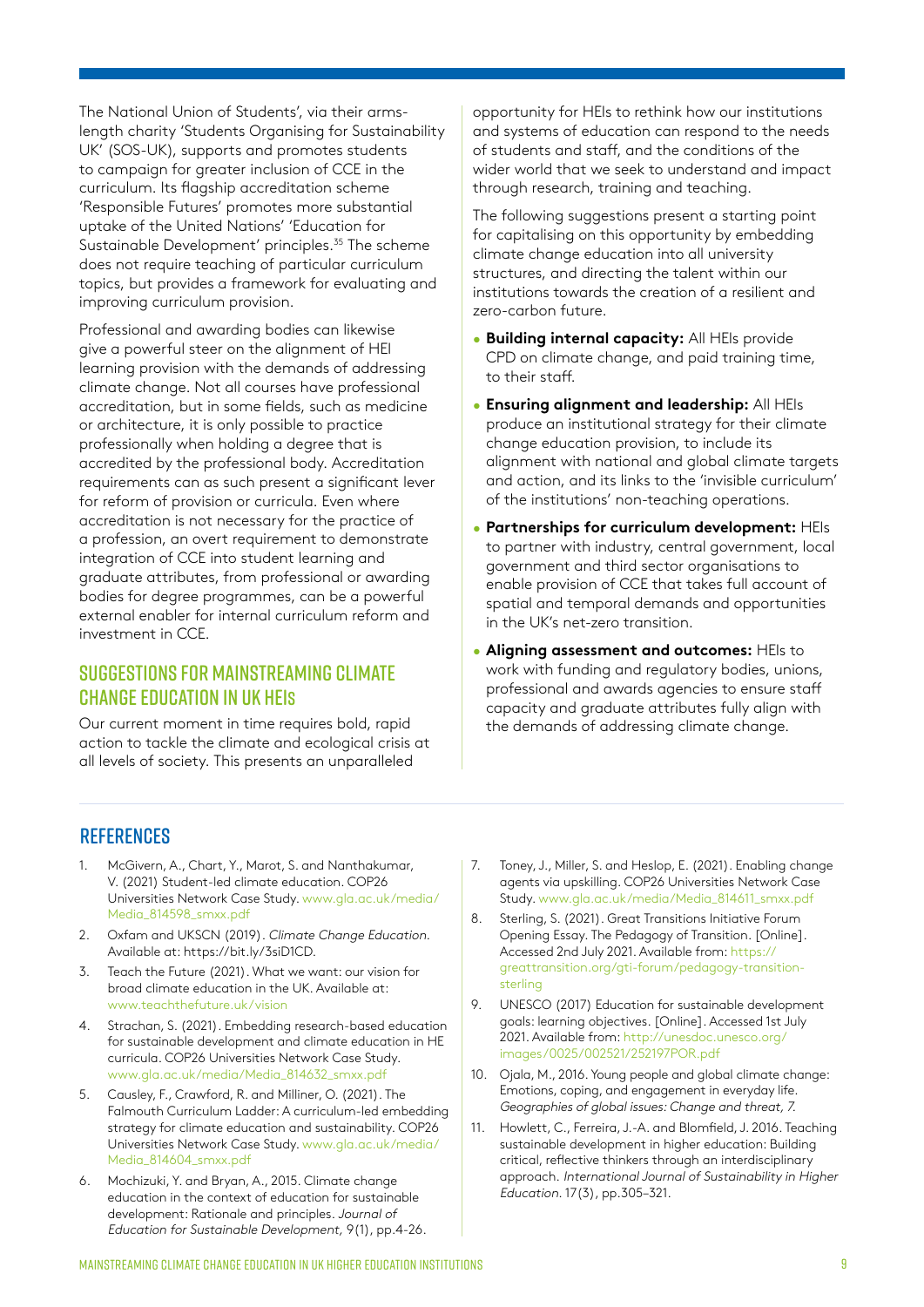The National Union of Students', via their arms-length charity 'Students Organising for Sustainability UK' (SOS-UK), supports and promotes students to campaign for greater inclusion of CCE in the curriculum. Its flagship accreditation scheme 'Responsible Futures' promotes more substantial uptake of the United Nations' 'Education for Sustainable Development' principles.[35] The scheme does not require teaching of particular curriculum topics, but provides a framework for evaluating and improving curriculum provision.

Professional and awarding bodies can likewise give a powerful steer on the alignment of HEI learning provision with the demands of addressing climate change. Not all courses have professional accreditation, but in some fields, such as medicine or architecture, it is only possible to practice professionally when holding a degree that is accredited by the professional body. Accreditation requirements can as such present a significant lever for reform of provision or curricula. Even where accreditation is not necessary for the practice of a profession, an overt requirement to demonstrate integration of CCE into student learning and graduate attributes, from professional or awarding bodies for degree programmes, can be a powerful external enabler for internal curriculum reform and investment in CCE.

## SUGGESTIONS FOR MAINSTREAMING CLIMATE CHANGE EDUCATION IN UK HEIs

Our current moment in time requires bold, rapid action to tackle the climate and ecological crisis at all levels of society. This presents an unparalleled opportunity for HEIs to rethink how our institutions and systems of education can respond to the needs of students and staff, and the conditions of the wider world that we seek to understand and impact through research, training and teaching.

The following suggestions present a starting point for capitalising on this opportunity by embedding climate change education into all university structures, and directing the talent within our institutions towards the creation of a resilient and zero-carbon future.

- **Building internal capacity:** All HEIs provide CPD on climate change, and paid training time, to their staff.
- **Ensuring alignment and leadership:** All HEIs produce an institutional strategy for their climate change education provision, to include its alignment with national and global climate targets and action, and its links to the 'invisible curriculum' of the institutions' non-teaching operations.
- **Partnerships for curriculum development:** HEIs to partner with industry, central government, local government and third sector organisations to enable provision of CCE that takes full account of spatial and temporal demands and opportunities in the UK's net-zero transition.
- **Aligning assessment and outcomes:** HEIs to work with funding and regulatory bodies, unions, professional and awards agencies to ensure staff capacity and graduate attributes fully align with the demands of addressing climate change.

## REFERENCES

1. McGivern, A., Chart, Y., Marot, S. and Nanthakumar, V. (2021) Student-led climate education. COP26 Universities Network Case Study. www.gla.ac.uk/media/Media_814598_smxx.pdf
2. Oxfam and UKSCN (2019). *Climate Change Education.* Available at: https://bit.ly/3siD1CD.
3. Teach the Future (2021). What we want: our vision for broad climate education in the UK. Available at: www.teachthefuture.uk/vision
4. Strachan, S. (2021). Embedding research-based education for sustainable development and climate education in HE curricula. COP26 Universities Network Case Study. www.gla.ac.uk/media/Media_814632_smxx.pdf
5. Causley, F., Crawford, R. and Milliner, O. (2021). The Falmouth Curriculum Ladder: A curriculum-led embedding strategy for climate education and sustainability. COP26 Universities Network Case Study. www.gla.ac.uk/media/Media_814604_smxx.pdf
6. Mochizuki, Y. and Bryan, A., 2015. Climate change education in the context of education for sustainable development: Rationale and principles. *Journal of Education for Sustainable Development,* 9(1), pp.4-26.
7. Toney, J., Miller, S. and Heslop, E. (2021). Enabling change agents via upskilling. COP26 Universities Network Case Study. www.gla.ac.uk/media/Media_814611_smxx.pdf
8. Sterling, S. (2021). Great Transitions Initiative Forum Opening Essay. The Pedagogy of Transition. [Online]. Accessed 2nd July 2021. Available from: https://greattransition.org/gti-forum/pedagogy-transition-sterling
9. UNESCO (2017) Education for sustainable development goals: learning objectives. [Online]. Accessed 1st July 2021. Available from: http://unesdoc.unesco.org/images/0025/002521/252197POR.pdf
10. Ojala, M., 2016. Young people and global climate change: Emotions, coping, and engagement in everyday life. *Geographies of global issues: Change and threat, 7.*
11. Howlett, C., Ferreira, J.-A. and Blomfield, J. 2016. Teaching sustainable development in higher education: Building critical, reflective thinkers through an interdisciplinary approach. *International Journal of Sustainability in Higher Education.* 17(3), pp.305–321.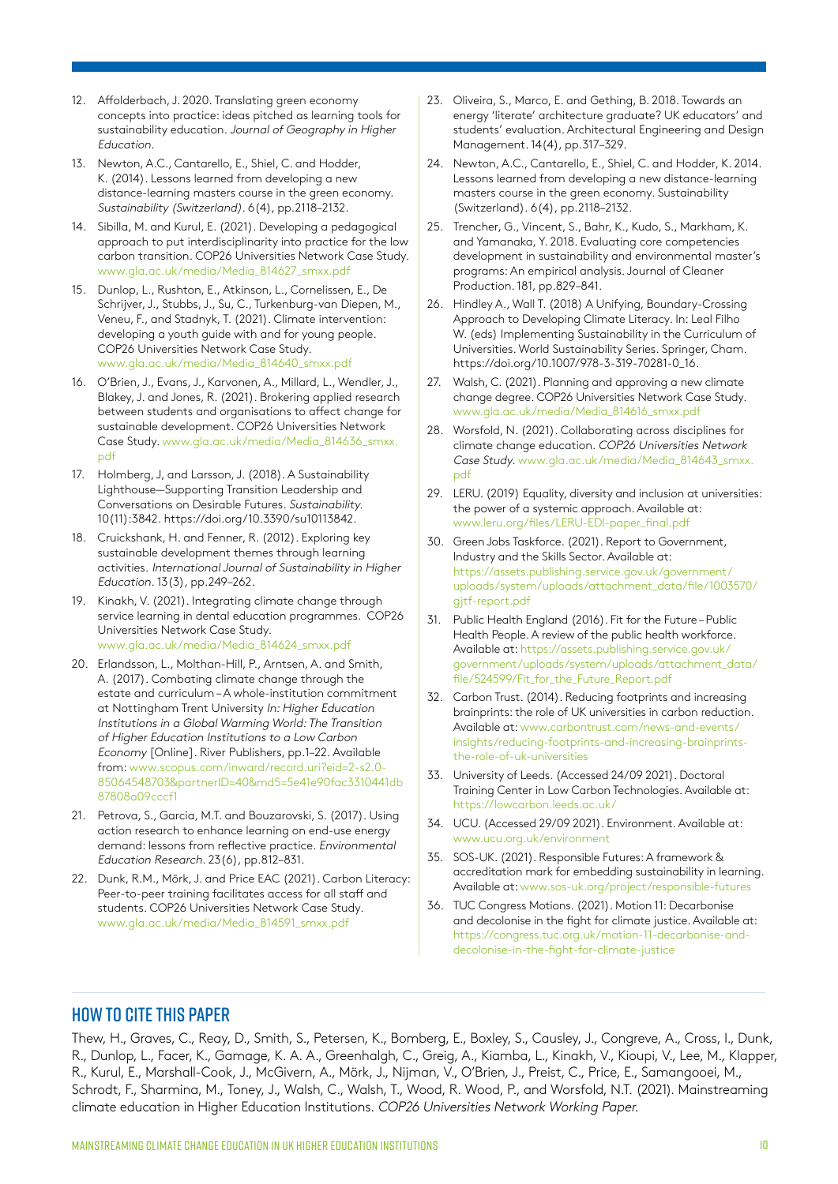12. Affolderbach, J. 2020. Translating green economy concepts into practice: ideas pitched as learning tools for sustainability education. *Journal of Geography in Higher Education.*
13. Newton, A.C., Cantarello, E., Shiel, C. and Hodder, K. (2014). Lessons learned from developing a new distance-learning masters course in the green economy. *Sustainability (Switzerland)*. 6(4), pp.2118–2132.
14. Sibilla, M. and Kurul, E. (2021). Developing a pedagogical approach to put interdisciplinarity into practice for the low carbon transition. COP26 Universities Network Case Study. www.gla.ac.uk/media/Media_814627_smxx.pdf
15. Dunlop, L., Rushton, E., Atkinson, L., Cornelissen, E., De Schrijver, J., Stubbs, J., Su, C., Turkenburg-van Diepen, M., Veneu, F., and Stadnyk, T. (2021). Climate intervention: developing a youth guide with and for young people. COP26 Universities Network Case Study. www.gla.ac.uk/media/Media_814640_smxx.pdf
16. O'Brien, J., Evans, J., Karvonen, A., Millard, L., Wendler, J., Blakey, J. and Jones, R. (2021). Brokering applied research between students and organisations to affect change for sustainable development. COP26 Universities Network Case Study. www.gla.ac.uk/media/Media_814636_smxx.pdf
17. Holmberg, J, and Larsson, J. (2018). A Sustainability Lighthouse—Supporting Transition Leadership and Conversations on Desirable Futures. *Sustainability.* 10(11):3842. https://doi.org/10.3390/su10113842.
18. Cruickshank, H. and Fenner, R. (2012). Exploring key sustainable development themes through learning activities. *International Journal of Sustainability in Higher Education*. 13(3), pp.249–262.
19. Kinakh, V. (2021). Integrating climate change through service learning in dental education programmes. COP26 Universities Network Case Study. www.gla.ac.uk/media/Media_814624_smxx.pdf
20. Erlandsson, L., Molthan-Hill, P., Arntsen, A. and Smith, A. (2017). Combating climate change through the estate and curriculum – A whole-institution commitment at Nottingham Trent University *In: Higher Education Institutions in a Global Warming World: The Transition of Higher Education Institutions to a Low Carbon Economy* [Online]. River Publishers, pp.1–22. Available from: www.scopus.com/inward/record.uri?eid=2-s2.0-85064548703&partnerID=40&md5=5e41e90fac3310441db87808a09cccf1
21. Petrova, S., Garcia, M.T. and Bouzarovski, S. (2017). Using action research to enhance learning on end-use energy demand: lessons from reflective practice. *Environmental Education Research*. 23(6), pp.812–831.
22. Dunk, R.M., Mörk, J. and Price EAC (2021). Carbon Literacy: Peer-to-peer training facilitates access for all staff and students. COP26 Universities Network Case Study. www.gla.ac.uk/media/Media_814591_smxx.pdf
23. Oliveira, S., Marco, E. and Gething, B. 2018. Towards an energy 'literate' architecture graduate? UK educators' and students' evaluation. Architectural Engineering and Design Management. 14(4), pp.317–329.
24. Newton, A.C., Cantarello, E., Shiel, C. and Hodder, K. 2014. Lessons learned from developing a new distance-learning masters course in the green economy. Sustainability (Switzerland). 6(4), pp.2118–2132.
25. Trencher, G., Vincent, S., Bahr, K., Kudo, S., Markham, K. and Yamanaka, Y. 2018. Evaluating core competencies development in sustainability and environmental master's programs: An empirical analysis. Journal of Cleaner Production. 181, pp.829–841.
26. Hindley A., Wall T. (2018) A Unifying, Boundary-Crossing Approach to Developing Climate Literacy. In: Leal Filho W. (eds) Implementing Sustainability in the Curriculum of Universities. World Sustainability Series. Springer, Cham. https://doi.org/10.1007/978-3-319-70281-0_16.
27. Walsh, C. (2021). Planning and approving a new climate change degree. COP26 Universities Network Case Study. www.gla.ac.uk/media/Media_814616_smxx.pdf
28. Worsfold, N. (2021). Collaborating across disciplines for climate change education. *COP26 Universities Network Case Study*. www.gla.ac.uk/media/Media_814643_smxx.pdf
29. LERU. (2019) Equality, diversity and inclusion at universities: the power of a systemic approach. Available at: www.leru.org/files/LERU-EDI-paper_final.pdf
30. Green Jobs Taskforce. (2021). Report to Government, Industry and the Skills Sector. Available at: https://assets.publishing.service.gov.uk/government/uploads/system/uploads/attachment_data/file/1003570/gjtf-report.pdf
31. Public Health England (2016). Fit for the Future – Public Health People. A review of the public health workforce. Available at: https://assets.publishing.service.gov.uk/government/uploads/system/uploads/attachment_data/file/524599/Fit_for_the_Future_Report.pdf
32. Carbon Trust. (2014). Reducing footprints and increasing brainprints: the role of UK universities in carbon reduction. Available at: www.carbontrust.com/news-and-events/insights/reducing-footprints-and-increasing-brainprints-the-role-of-uk-universities
33. University of Leeds. (Accessed 24/09 2021). Doctoral Training Center in Low Carbon Technologies. Available at: https://lowcarbon.leeds.ac.uk/
34. UCU. (Accessed 29/09 2021). Environment. Available at: www.ucu.org.uk/environment
35. SOS-UK. (2021). Responsible Futures: A framework & accreditation mark for embedding sustainability in learning. Available at: www.sos-uk.org/project/responsible-futures
36. TUC Congress Motions. (2021). Motion 11: Decarbonise and decolonise in the fight for climate justice. Available at: https://congress.tuc.org.uk/motion-11-decarbonise-and-decolonise-in-the-fight-for-climate-justice

## HOW TO CITE THIS PAPER

Thew, H., Graves, C., Reay, D., Smith, S., Petersen, K., Bomberg, E., Boxley, S., Causley, J., Congreve, A., Cross, I., Dunk, R., Dunlop, L., Facer, K., Gamage, K. A. A., Greenhalgh, C., Greig, A., Kiamba, L., Kinakh, V., Kioupi, V., Lee, M., Klapper, R., Kurul, E., Marshall-Cook, J., McGivern, A., Mörk, J., Nijman, V., O'Brien, J., Preist, C., Price, E., Samangooei, M., Schrodt, F., Sharmina, M., Toney, J., Walsh, C., Walsh, T., Wood, R. Wood, P., and Worsfold, N.T. (2021). Mainstreaming climate education in Higher Education Institutions. *COP26 Universities Network Working Paper.*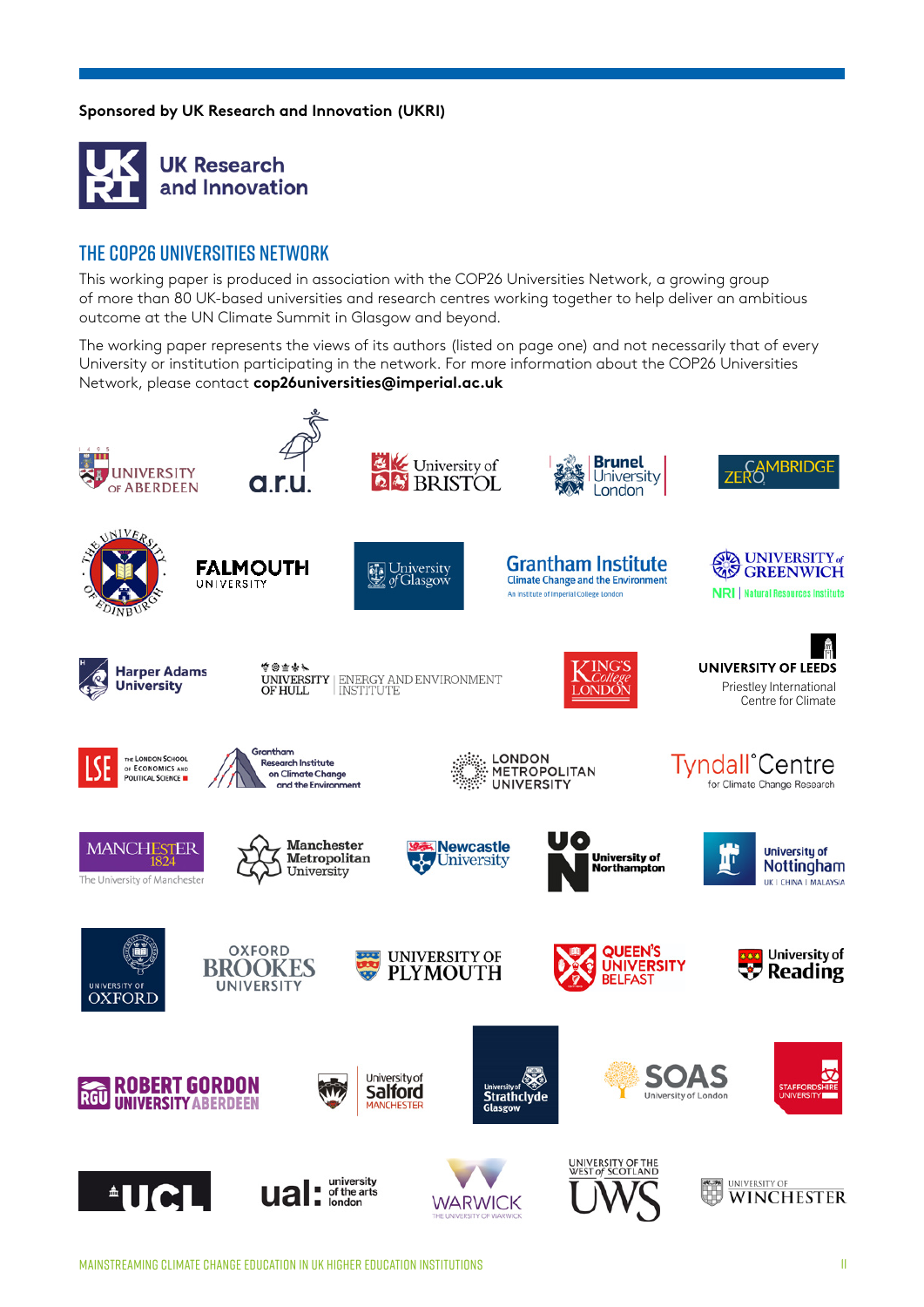**Sponsored by UK Research and Innovation (UKRI)**

UK Research and Innovation

## THE COP26 UNIVERSITIES NETWORK

This working paper is produced in association with the COP26 Universities Network, a growing group of more than 80 UK-based universities and research centres working together to help deliver an ambitious outcome at the UN Climate Summit in Glasgow and beyond.

The working paper represents the views of its authors (listed on page one) and not necessarily that of every University or institution participating in the network. For more information about the COP26 Universities Network, please contact **cop26universities@imperial.ac.uk**

University of Aberdeen
a.r.u.
University of Bristol
Brunel University London
Zero Cambridge
The University of Edinburgh
Falmouth University
University of Glasgow
Grantham Institute Climate Change and the Environment – An institute of Imperial College London
University of Greenwich – NRI | Natural Resources Institute
Harper Adams University
University of Hull – Energy and Environment Institute
King's College London
University of Leeds – Priestley International Centre for Climate
LSE – The London School of Economics and Political Science
Grantham Research Institute on Climate Change and the Environment
London Metropolitan University
Tyndall°Centre for Climate Change Research
Manchester 1824 – The University of Manchester
Manchester Metropolitan University
Newcastle University
University of Northampton
University of Nottingham – UK | China | Malaysia
University of Oxford
Oxford Brookes University
University of Plymouth
Queen's University Belfast
University of Reading
Robert Gordon University Aberdeen
University of Salford Manchester
University of Strathclyde Glasgow
SOAS University of London
Staffordshire University
UCL
ual: university of the arts london
Warwick – The University of Warwick
University of the West of Scotland – UWS
University of Winchester